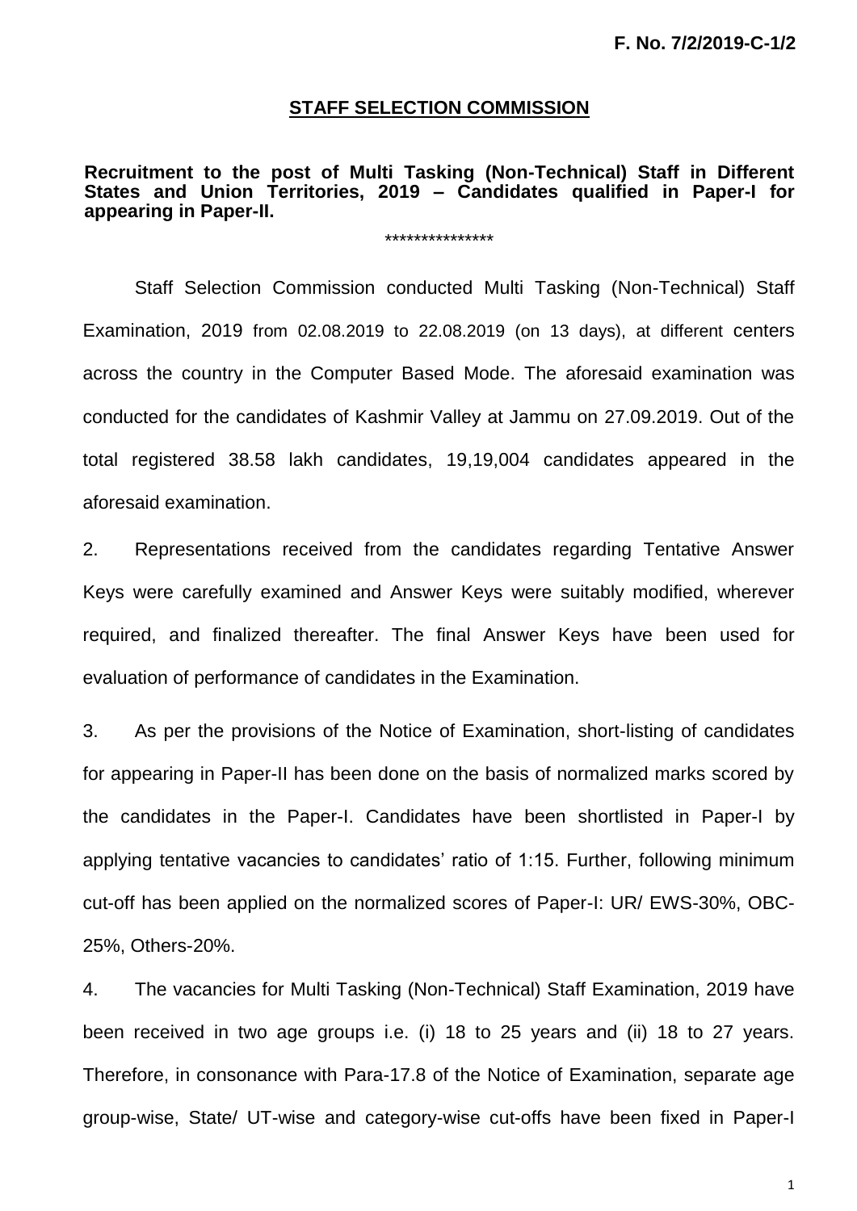**F. No. 7/2/2019-C-1/2**

# STAFF SELECTION COMMISSION

**Recruitment to the post of Multi Tasking (Non-Technical) Staff in Different States and Union Territories, 2019 – Candidates qualified in Paper-I for appearing in Paper-II.**

\*\*\*\*\*\*\*\*\*\*\*\*\*\*\*

Staff Selection Commission conducted Multi Tasking (Non-Technical) Staff Examination, 2019 from 02.08.2019 to 22.08.2019 (on 13 days), at different centers across the country in the Computer Based Mode. The aforesaid examination was conducted for the candidates of Kashmir Valley at Jammu on 27.09.2019. Out of the total registered 38.58 lakh candidates, 19,19,004 candidates appeared in the aforesaid examination.

2. Representations received from the candidates regarding Tentative Answer Keys were carefully examined and Answer Keys were suitably modified, wherever required, and finalized thereafter. The final Answer Keys have been used for evaluation of performance of candidates in the Examination.

3. As per the provisions of the Notice of Examination, short-listing of candidates for appearing in Paper-II has been done on the basis of normalized marks scored by the candidates in the Paper-I. Candidates have been shortlisted in Paper-I by applying tentative vacancies to candidates' ratio of 1:15. Further, following minimum cut-off has been applied on the normalized scores of Paper-I: UR/ EWS-30%, OBC-25%, Others-20%.

4. The vacancies for Multi Tasking (Non-Technical) Staff Examination, 2019 have been received in two age groups i.e. (i) 18 to 25 years and (ii) 18 to 27 years. Therefore, in consonance with Para-17.8 of the Notice of Examination, separate age group-wise, State/ UT-wise and category-wise cut-offs have been fixed in Paper-I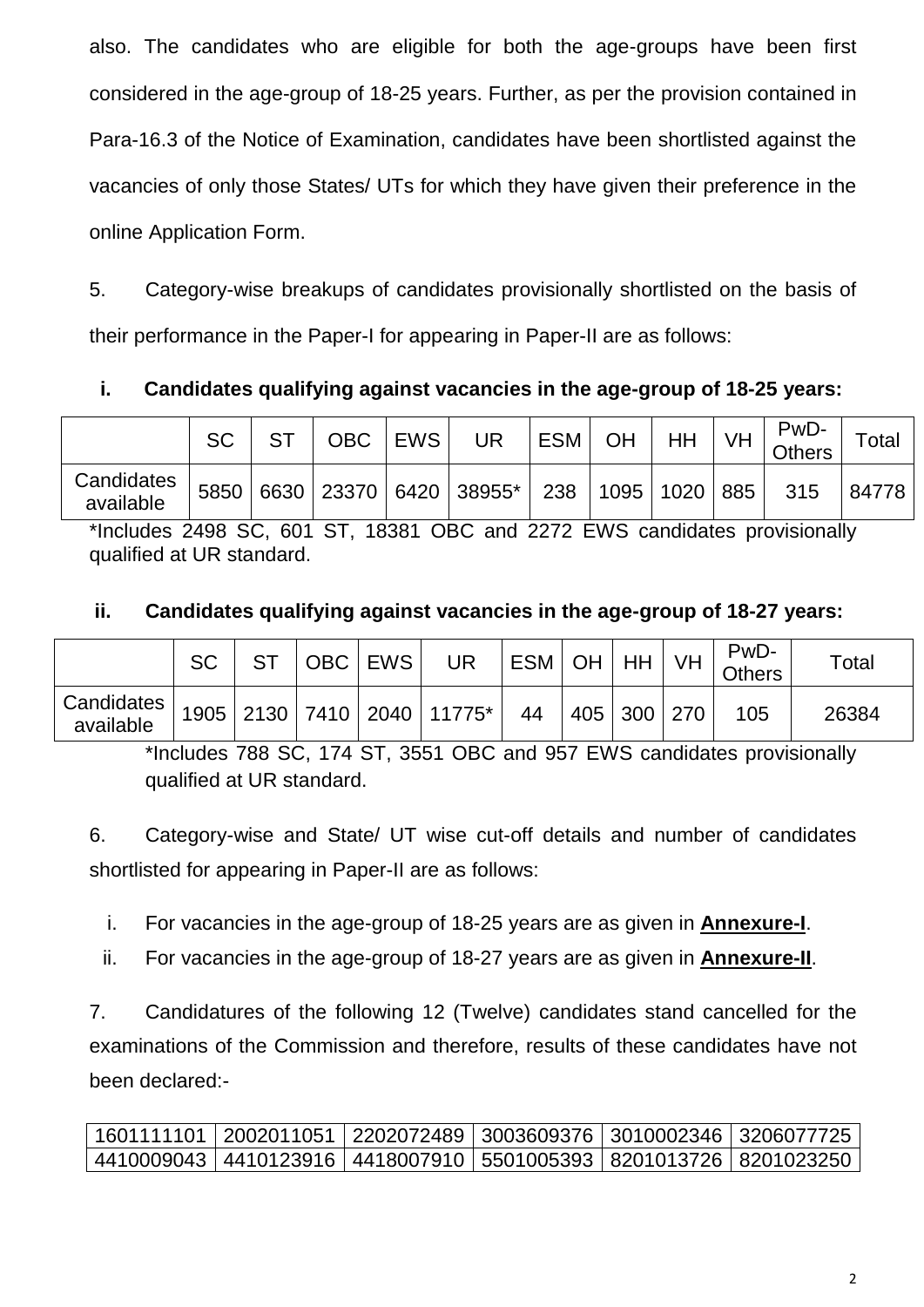also. The candidates who are eligible for both the age-groups have been first considered in the age-group of 18-25 years. Further, as per the provision contained in Para-16.3 of the Notice of Examination, candidates have been shortlisted against the vacancies of only those States/ UTs for which they have given their preference in the online Application Form.

5. Category-wise breakups of candidates provisionally shortlisted on the basis of their performance in the Paper-I for appearing in Paper-II are as follows:

**i. Candidates qualifying against vacancies in the age-group of 18-25 years:**

| | SC | ST | OBC | EWS | UR | ESM | OH | HH | VH | PwD-Others | Total |
|---|---|---|---|---|---|---|---|---|---|---|---|
| Candidates available | 5850 | 6630 | 23370 | 6420 | 38955* | 238 | 1095 | 1020 | 885 | 315 | 84778 |

*Includes 2498 SC, 601 ST, 18381 OBC and 2272 EWS candidates provisionally qualified at UR standard.

**ii. Candidates qualifying against vacancies in the age-group of 18-27 years:**

| | SC | ST | OBC | EWS | UR | ESM | OH | HH | VH | PwD-Others | Total |
|---|---|---|---|---|---|---|---|---|---|---|---|
| Candidates available | 1905 | 2130 | 7410 | 2040 | 11775* | 44 | 405 | 300 | 270 | 105 | 26384 |

*Includes 788 SC, 174 ST, 3551 OBC and 957 EWS candidates provisionally qualified at UR standard.

6. Category-wise and State/ UT wise cut-off details and number of candidates shortlisted for appearing in Paper-II are as follows:

i. For vacancies in the age-group of 18-25 years are as given in **Annexure-I**.
ii. For vacancies in the age-group of 18-27 years are as given in **Annexure-II**.

7. Candidatures of the following 12 (Twelve) candidates stand cancelled for the examinations of the Commission and therefore, results of these candidates have not been declared:-

| | | | | | |
|---|---|---|---|---|---|
| 1601111101 | 2002011051 | 2202072489 | 3003609376 | 3010002346 | 3206077725 |
| 4410009043 | 4410123916 | 4418007910 | 5501005393 | 8201013726 | 8201023250 |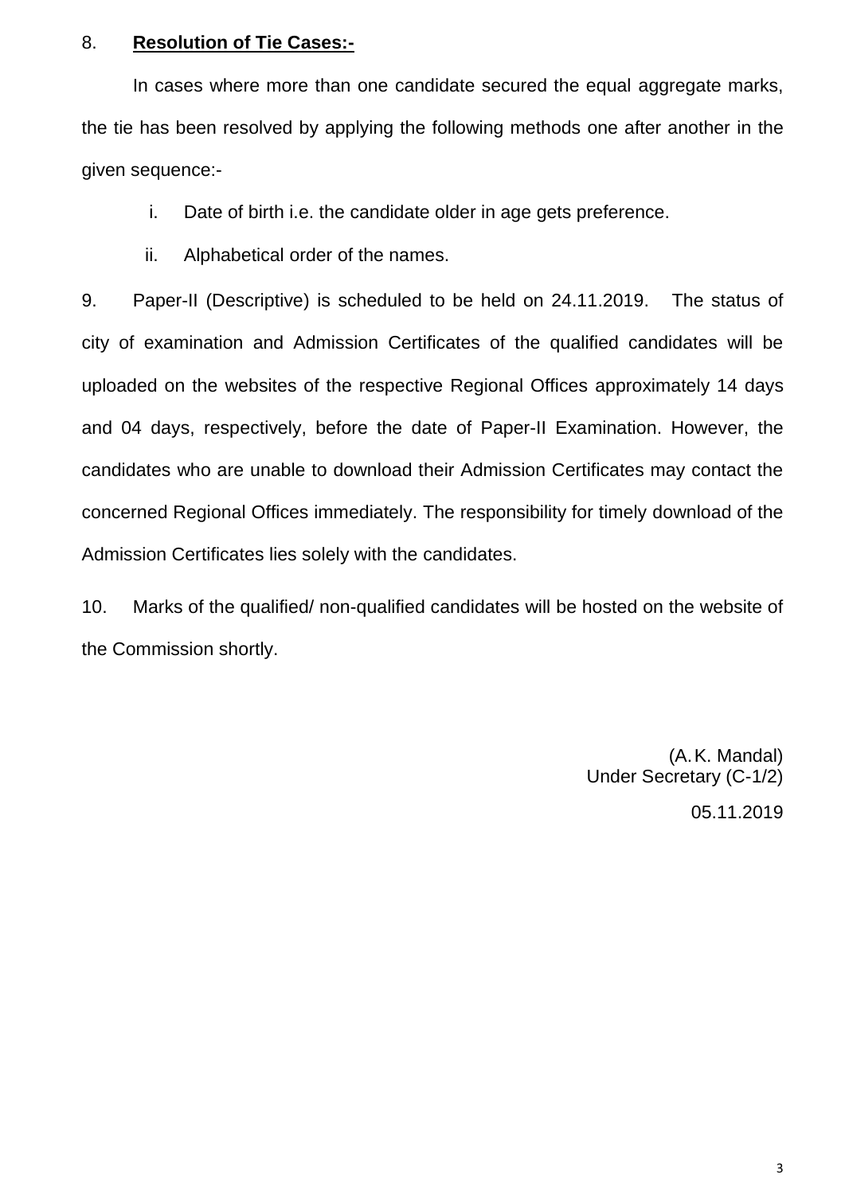8. **Resolution of Tie Cases:-**

In cases where more than one candidate secured the equal aggregate marks, the tie has been resolved by applying the following methods one after another in the given sequence:-

i. Date of birth i.e. the candidate older in age gets preference.

ii. Alphabetical order of the names.

9. Paper-II (Descriptive) is scheduled to be held on 24.11.2019. The status of city of examination and Admission Certificates of the qualified candidates will be uploaded on the websites of the respective Regional Offices approximately 14 days and 04 days, respectively, before the date of Paper-II Examination. However, the candidates who are unable to download their Admission Certificates may contact the concerned Regional Offices immediately. The responsibility for timely download of the Admission Certificates lies solely with the candidates.

10. Marks of the qualified/ non-qualified candidates will be hosted on the website of the Commission shortly.

(A. K. Mandal)
Under Secretary (C-1/2)

05.11.2019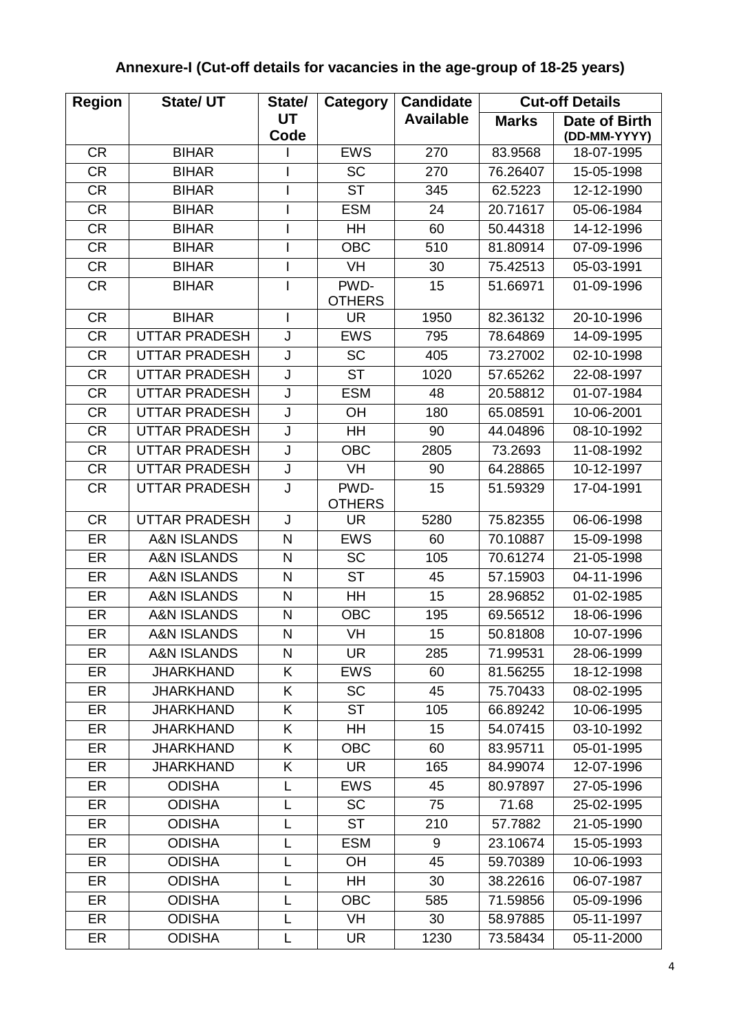## Annexure-I (Cut-off details for vacancies in the age-group of 18-25 years)

| Region | State/ UT | State/ UT Code | Category | Candidate Available | Cut-off Details | |
|---|---|---|---|---|---|---|
| | | | | | Marks | Date of Birth (DD-MM-YYYY) |
| CR | BIHAR | I | EWS | 270 | 83.9568 | 18-07-1995 |
| CR | BIHAR | I | SC | 270 | 76.26407 | 15-05-1998 |
| CR | BIHAR | I | ST | 345 | 62.5223 | 12-12-1990 |
| CR | BIHAR | I | ESM | 24 | 20.71617 | 05-06-1984 |
| CR | BIHAR | I | HH | 60 | 50.44318 | 14-12-1996 |
| CR | BIHAR | I | OBC | 510 | 81.80914 | 07-09-1996 |
| CR | BIHAR | I | VH | 30 | 75.42513 | 05-03-1991 |
| CR | BIHAR | I | PWD-OTHERS | 15 | 51.66971 | 01-09-1996 |
| CR | BIHAR | I | UR | 1950 | 82.36132 | 20-10-1996 |
| CR | UTTAR PRADESH | J | EWS | 795 | 78.64869 | 14-09-1995 |
| CR | UTTAR PRADESH | J | SC | 405 | 73.27002 | 02-10-1998 |
| CR | UTTAR PRADESH | J | ST | 1020 | 57.65262 | 22-08-1997 |
| CR | UTTAR PRADESH | J | ESM | 48 | 20.58812 | 01-07-1984 |
| CR | UTTAR PRADESH | J | OH | 180 | 65.08591 | 10-06-2001 |
| CR | UTTAR PRADESH | J | HH | 90 | 44.04896 | 08-10-1992 |
| CR | UTTAR PRADESH | J | OBC | 2805 | 73.2693 | 11-08-1992 |
| CR | UTTAR PRADESH | J | VH | 90 | 64.28865 | 10-12-1997 |
| CR | UTTAR PRADESH | J | PWD-OTHERS | 15 | 51.59329 | 17-04-1991 |
| CR | UTTAR PRADESH | J | UR | 5280 | 75.82355 | 06-06-1998 |
| ER | A&N ISLANDS | N | EWS | 60 | 70.10887 | 15-09-1998 |
| ER | A&N ISLANDS | N | SC | 105 | 70.61274 | 21-05-1998 |
| ER | A&N ISLANDS | N | ST | 45 | 57.15903 | 04-11-1996 |
| ER | A&N ISLANDS | N | HH | 15 | 28.96852 | 01-02-1985 |
| ER | A&N ISLANDS | N | OBC | 195 | 69.56512 | 18-06-1996 |
| ER | A&N ISLANDS | N | VH | 15 | 50.81808 | 10-07-1996 |
| ER | A&N ISLANDS | N | UR | 285 | 71.99531 | 28-06-1999 |
| ER | JHARKHAND | K | EWS | 60 | 81.56255 | 18-12-1998 |
| ER | JHARKHAND | K | SC | 45 | 75.70433 | 08-02-1995 |
| ER | JHARKHAND | K | ST | 105 | 66.89242 | 10-06-1995 |
| ER | JHARKHAND | K | HH | 15 | 54.07415 | 03-10-1992 |
| ER | JHARKHAND | K | OBC | 60 | 83.95711 | 05-01-1995 |
| ER | JHARKHAND | K | UR | 165 | 84.99074 | 12-07-1996 |
| ER | ODISHA | L | EWS | 45 | 80.97897 | 27-05-1996 |
| ER | ODISHA | L | SC | 75 | 71.68 | 25-02-1995 |
| ER | ODISHA | L | ST | 210 | 57.7882 | 21-05-1990 |
| ER | ODISHA | L | ESM | 9 | 23.10674 | 15-05-1993 |
| ER | ODISHA | L | OH | 45 | 59.70389 | 10-06-1993 |
| ER | ODISHA | L | HH | 30 | 38.22616 | 06-07-1987 |
| ER | ODISHA | L | OBC | 585 | 71.59856 | 05-09-1996 |
| ER | ODISHA | L | VH | 30 | 58.97885 | 05-11-1997 |
| ER | ODISHA | L | UR | 1230 | 73.58434 | 05-11-2000 |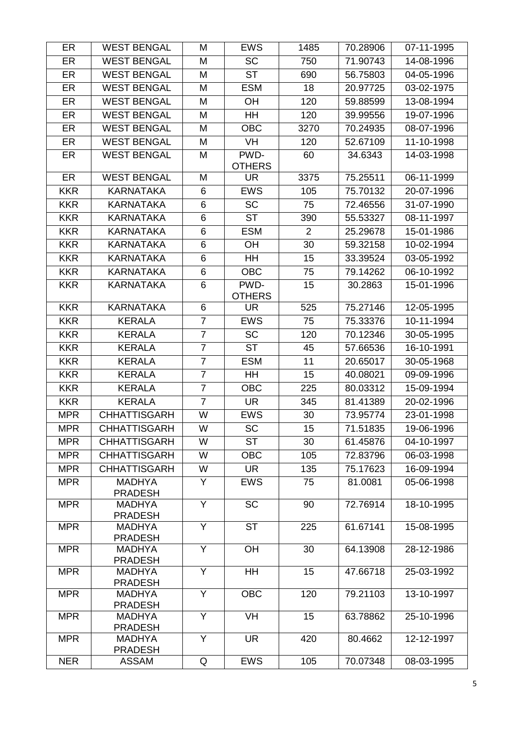| ER | WEST BENGAL | M | EWS | 1485 | 70.28906 | 07-11-1995 |
|---|---|---|---|---|---|---|
| ER | WEST BENGAL | M | SC | 750 | 71.90743 | 14-08-1996 |
| ER | WEST BENGAL | M | ST | 690 | 56.75803 | 04-05-1996 |
| ER | WEST BENGAL | M | ESM | 18 | 20.97725 | 03-02-1975 |
| ER | WEST BENGAL | M | OH | 120 | 59.88599 | 13-08-1994 |
| ER | WEST BENGAL | M | HH | 120 | 39.99556 | 19-07-1996 |
| ER | WEST BENGAL | M | OBC | 3270 | 70.24935 | 08-07-1996 |
| ER | WEST BENGAL | M | VH | 120 | 52.67109 | 11-10-1998 |
| ER | WEST BENGAL | M | PWD-OTHERS | 60 | 34.6343 | 14-03-1998 |
| ER | WEST BENGAL | M | UR | 3375 | 75.25511 | 06-11-1999 |
| KKR | KARNATAKA | 6 | EWS | 105 | 75.70132 | 20-07-1996 |
| KKR | KARNATAKA | 6 | SC | 75 | 72.46556 | 31-07-1990 |
| KKR | KARNATAKA | 6 | ST | 390 | 55.53327 | 08-11-1997 |
| KKR | KARNATAKA | 6 | ESM | 2 | 25.29678 | 15-01-1986 |
| KKR | KARNATAKA | 6 | OH | 30 | 59.32158 | 10-02-1994 |
| KKR | KARNATAKA | 6 | HH | 15 | 33.39524 | 03-05-1992 |
| KKR | KARNATAKA | 6 | OBC | 75 | 79.14262 | 06-10-1992 |
| KKR | KARNATAKA | 6 | PWD-OTHERS | 15 | 30.2863 | 15-01-1996 |
| KKR | KARNATAKA | 6 | UR | 525 | 75.27146 | 12-05-1995 |
| KKR | KERALA | 7 | EWS | 75 | 75.33376 | 10-11-1994 |
| KKR | KERALA | 7 | SC | 120 | 70.12346 | 30-05-1995 |
| KKR | KERALA | 7 | ST | 45 | 57.66536 | 16-10-1991 |
| KKR | KERALA | 7 | ESM | 11 | 20.65017 | 30-05-1968 |
| KKR | KERALA | 7 | HH | 15 | 40.08021 | 09-09-1996 |
| KKR | KERALA | 7 | OBC | 225 | 80.03312 | 15-09-1994 |
| KKR | KERALA | 7 | UR | 345 | 81.41389 | 20-02-1996 |
| MPR | CHHATTISGARH | W | EWS | 30 | 73.95774 | 23-01-1998 |
| MPR | CHHATTISGARH | W | SC | 15 | 71.51835 | 19-06-1996 |
| MPR | CHHATTISGARH | W | ST | 30 | 61.45876 | 04-10-1997 |
| MPR | CHHATTISGARH | W | OBC | 105 | 72.83796 | 06-03-1998 |
| MPR | CHHATTISGARH | W | UR | 135 | 75.17623 | 16-09-1994 |
| MPR | MADHYA PRADESH | Y | EWS | 75 | 81.0081 | 05-06-1998 |
| MPR | MADHYA PRADESH | Y | SC | 90 | 72.76914 | 18-10-1995 |
| MPR | MADHYA PRADESH | Y | ST | 225 | 61.67141 | 15-08-1995 |
| MPR | MADHYA PRADESH | Y | OH | 30 | 64.13908 | 28-12-1986 |
| MPR | MADHYA PRADESH | Y | HH | 15 | 47.66718 | 25-03-1992 |
| MPR | MADHYA PRADESH | Y | OBC | 120 | 79.21103 | 13-10-1997 |
| MPR | MADHYA PRADESH | Y | VH | 15 | 63.78862 | 25-10-1996 |
| MPR | MADHYA PRADESH | Y | UR | 420 | 80.4662 | 12-12-1997 |
| NER | ASSAM | Q | EWS | 105 | 70.07348 | 08-03-1995 |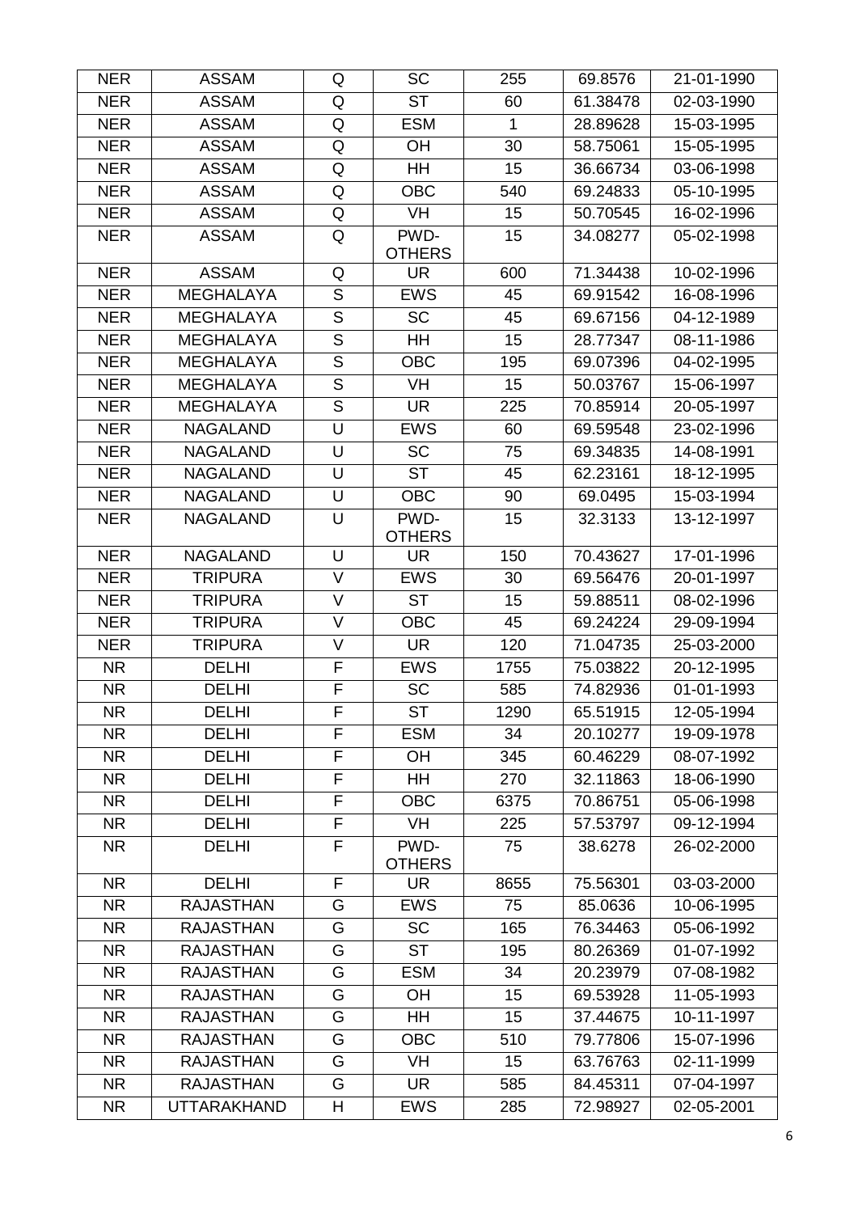| NER | ASSAM | Q | SC | 255 | 69.8576 | 21-01-1990 |
|---|---|---|---|---|---|---|
| NER | ASSAM | Q | ST | 60 | 61.38478 | 02-03-1990 |
| NER | ASSAM | Q | ESM | 1 | 28.89628 | 15-03-1995 |
| NER | ASSAM | Q | OH | 30 | 58.75061 | 15-05-1995 |
| NER | ASSAM | Q | HH | 15 | 36.66734 | 03-06-1998 |
| NER | ASSAM | Q | OBC | 540 | 69.24833 | 05-10-1995 |
| NER | ASSAM | Q | VH | 15 | 50.70545 | 16-02-1996 |
| NER | ASSAM | Q | PWD-OTHERS | 15 | 34.08277 | 05-02-1998 |
| NER | ASSAM | Q | UR | 600 | 71.34438 | 10-02-1996 |
| NER | MEGHALAYA | S | EWS | 45 | 69.91542 | 16-08-1996 |
| NER | MEGHALAYA | S | SC | 45 | 69.67156 | 04-12-1989 |
| NER | MEGHALAYA | S | HH | 15 | 28.77347 | 08-11-1986 |
| NER | MEGHALAYA | S | OBC | 195 | 69.07396 | 04-02-1995 |
| NER | MEGHALAYA | S | VH | 15 | 50.03767 | 15-06-1997 |
| NER | MEGHALAYA | S | UR | 225 | 70.85914 | 20-05-1997 |
| NER | NAGALAND | U | EWS | 60 | 69.59548 | 23-02-1996 |
| NER | NAGALAND | U | SC | 75 | 69.34835 | 14-08-1991 |
| NER | NAGALAND | U | ST | 45 | 62.23161 | 18-12-1995 |
| NER | NAGALAND | U | OBC | 90 | 69.0495 | 15-03-1994 |
| NER | NAGALAND | U | PWD-OTHERS | 15 | 32.3133 | 13-12-1997 |
| NER | NAGALAND | U | UR | 150 | 70.43627 | 17-01-1996 |
| NER | TRIPURA | V | EWS | 30 | 69.56476 | 20-01-1997 |
| NER | TRIPURA | V | ST | 15 | 59.88511 | 08-02-1996 |
| NER | TRIPURA | V | OBC | 45 | 69.24224 | 29-09-1994 |
| NER | TRIPURA | V | UR | 120 | 71.04735 | 25-03-2000 |
| NR | DELHI | F | EWS | 1755 | 75.03822 | 20-12-1995 |
| NR | DELHI | F | SC | 585 | 74.82936 | 01-01-1993 |
| NR | DELHI | F | ST | 1290 | 65.51915 | 12-05-1994 |
| NR | DELHI | F | ESM | 34 | 20.10277 | 19-09-1978 |
| NR | DELHI | F | OH | 345 | 60.46229 | 08-07-1992 |
| NR | DELHI | F | HH | 270 | 32.11863 | 18-06-1990 |
| NR | DELHI | F | OBC | 6375 | 70.86751 | 05-06-1998 |
| NR | DELHI | F | VH | 225 | 57.53797 | 09-12-1994 |
| NR | DELHI | F | PWD-OTHERS | 75 | 38.6278 | 26-02-2000 |
| NR | DELHI | F | UR | 8655 | 75.56301 | 03-03-2000 |
| NR | RAJASTHAN | G | EWS | 75 | 85.0636 | 10-06-1995 |
| NR | RAJASTHAN | G | SC | 165 | 76.34463 | 05-06-1992 |
| NR | RAJASTHAN | G | ST | 195 | 80.26369 | 01-07-1992 |
| NR | RAJASTHAN | G | ESM | 34 | 20.23979 | 07-08-1982 |
| NR | RAJASTHAN | G | OH | 15 | 69.53928 | 11-05-1993 |
| NR | RAJASTHAN | G | HH | 15 | 37.44675 | 10-11-1997 |
| NR | RAJASTHAN | G | OBC | 510 | 79.77806 | 15-07-1996 |
| NR | RAJASTHAN | G | VH | 15 | 63.76763 | 02-11-1999 |
| NR | RAJASTHAN | G | UR | 585 | 84.45311 | 07-04-1997 |
| NR | UTTARAKHAND | H | EWS | 285 | 72.98927 | 02-05-2001 |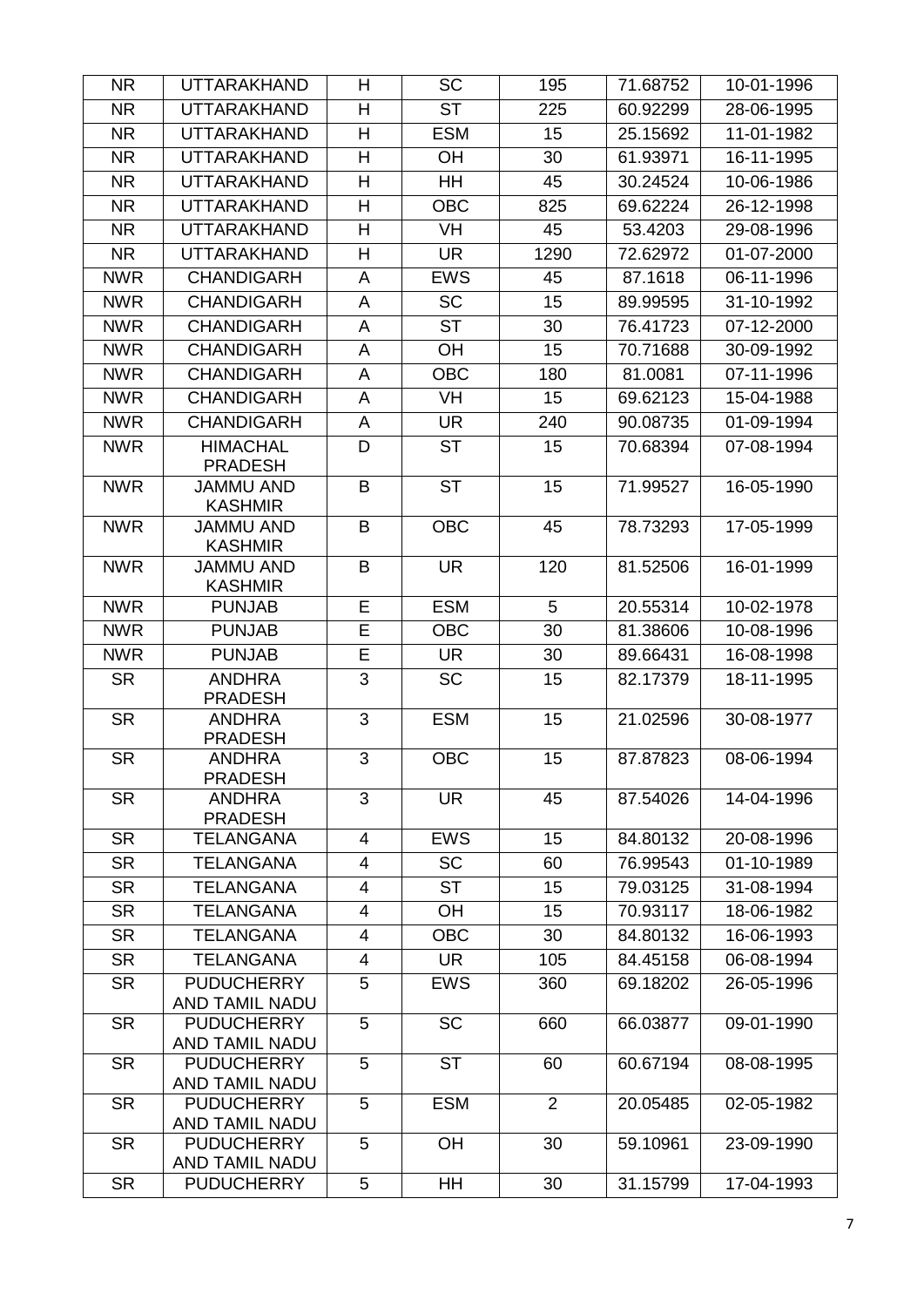| NR | UTTARAKHAND | H | SC | 195 | 71.68752 | 10-01-1996 |
|---|---|---|---|---|---|---|
| NR | UTTARAKHAND | H | ST | 225 | 60.92299 | 28-06-1995 |
| NR | UTTARAKHAND | H | ESM | 15 | 25.15692 | 11-01-1982 |
| NR | UTTARAKHAND | H | OH | 30 | 61.93971 | 16-11-1995 |
| NR | UTTARAKHAND | H | HH | 45 | 30.24524 | 10-06-1986 |
| NR | UTTARAKHAND | H | OBC | 825 | 69.62224 | 26-12-1998 |
| NR | UTTARAKHAND | H | VH | 45 | 53.4203 | 29-08-1996 |
| NR | UTTARAKHAND | H | UR | 1290 | 72.62972 | 01-07-2000 |
| NWR | CHANDIGARH | A | EWS | 45 | 87.1618 | 06-11-1996 |
| NWR | CHANDIGARH | A | SC | 15 | 89.99595 | 31-10-1992 |
| NWR | CHANDIGARH | A | ST | 30 | 76.41723 | 07-12-2000 |
| NWR | CHANDIGARH | A | OH | 15 | 70.71688 | 30-09-1992 |
| NWR | CHANDIGARH | A | OBC | 180 | 81.0081 | 07-11-1996 |
| NWR | CHANDIGARH | A | VH | 15 | 69.62123 | 15-04-1988 |
| NWR | CHANDIGARH | A | UR | 240 | 90.08735 | 01-09-1994 |
| NWR | HIMACHAL PRADESH | D | ST | 15 | 70.68394 | 07-08-1994 |
| NWR | JAMMU AND KASHMIR | B | ST | 15 | 71.99527 | 16-05-1990 |
| NWR | JAMMU AND KASHMIR | B | OBC | 45 | 78.73293 | 17-05-1999 |
| NWR | JAMMU AND KASHMIR | B | UR | 120 | 81.52506 | 16-01-1999 |
| NWR | PUNJAB | E | ESM | 5 | 20.55314 | 10-02-1978 |
| NWR | PUNJAB | E | OBC | 30 | 81.38606 | 10-08-1996 |
| NWR | PUNJAB | E | UR | 30 | 89.66431 | 16-08-1998 |
| SR | ANDHRA PRADESH | 3 | SC | 15 | 82.17379 | 18-11-1995 |
| SR | ANDHRA PRADESH | 3 | ESM | 15 | 21.02596 | 30-08-1977 |
| SR | ANDHRA PRADESH | 3 | OBC | 15 | 87.87823 | 08-06-1994 |
| SR | ANDHRA PRADESH | 3 | UR | 45 | 87.54026 | 14-04-1996 |
| SR | TELANGANA | 4 | EWS | 15 | 84.80132 | 20-08-1996 |
| SR | TELANGANA | 4 | SC | 60 | 76.99543 | 01-10-1989 |
| SR | TELANGANA | 4 | ST | 15 | 79.03125 | 31-08-1994 |
| SR | TELANGANA | 4 | OH | 15 | 70.93117 | 18-06-1982 |
| SR | TELANGANA | 4 | OBC | 30 | 84.80132 | 16-06-1993 |
| SR | TELANGANA | 4 | UR | 105 | 84.45158 | 06-08-1994 |
| SR | PUDUCHERRY AND TAMIL NADU | 5 | EWS | 360 | 69.18202 | 26-05-1996 |
| SR | PUDUCHERRY AND TAMIL NADU | 5 | SC | 660 | 66.03877 | 09-01-1990 |
| SR | PUDUCHERRY AND TAMIL NADU | 5 | ST | 60 | 60.67194 | 08-08-1995 |
| SR | PUDUCHERRY AND TAMIL NADU | 5 | ESM | 2 | 20.05485 | 02-05-1982 |
| SR | PUDUCHERRY AND TAMIL NADU | 5 | OH | 30 | 59.10961 | 23-09-1990 |
| SR | PUDUCHERRY | 5 | HH | 30 | 31.15799 | 17-04-1993 |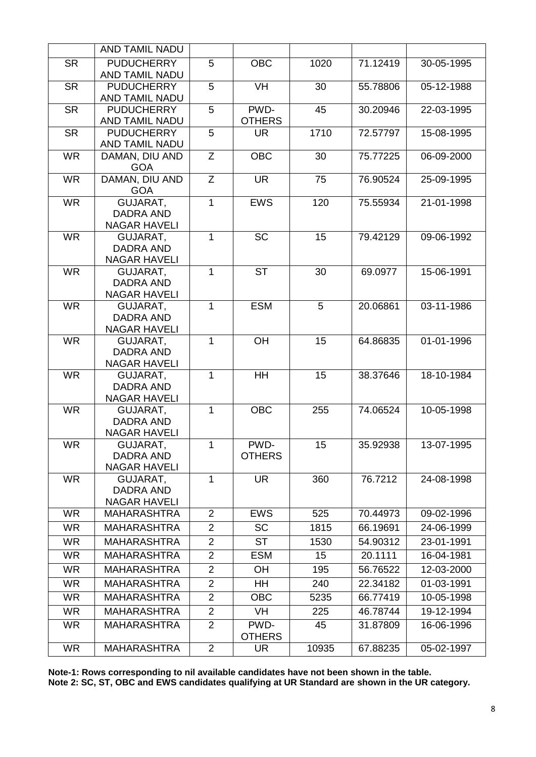| | AND TAMIL NADU | | | | | |
|---|---|---|---|---|---|---|
| SR | PUDUCHERRY AND TAMIL NADU | 5 | OBC | 1020 | 71.12419 | 30-05-1995 |
| SR | PUDUCHERRY AND TAMIL NADU | 5 | VH | 30 | 55.78806 | 05-12-1988 |
| SR | PUDUCHERRY AND TAMIL NADU | 5 | PWD-OTHERS | 45 | 30.20946 | 22-03-1995 |
| SR | PUDUCHERRY AND TAMIL NADU | 5 | UR | 1710 | 72.57797 | 15-08-1995 |
| WR | DAMAN, DIU AND GOA | Z | OBC | 30 | 75.77225 | 06-09-2000 |
| WR | DAMAN, DIU AND GOA | Z | UR | 75 | 76.90524 | 25-09-1995 |
| WR | GUJARAT, DADRA AND NAGAR HAVELI | 1 | EWS | 120 | 75.55934 | 21-01-1998 |
| WR | GUJARAT, DADRA AND NAGAR HAVELI | 1 | SC | 15 | 79.42129 | 09-06-1992 |
| WR | GUJARAT, DADRA AND NAGAR HAVELI | 1 | ST | 30 | 69.0977 | 15-06-1991 |
| WR | GUJARAT, DADRA AND NAGAR HAVELI | 1 | ESM | 5 | 20.06861 | 03-11-1986 |
| WR | GUJARAT, DADRA AND NAGAR HAVELI | 1 | OH | 15 | 64.86835 | 01-01-1996 |
| WR | GUJARAT, DADRA AND NAGAR HAVELI | 1 | HH | 15 | 38.37646 | 18-10-1984 |
| WR | GUJARAT, DADRA AND NAGAR HAVELI | 1 | OBC | 255 | 74.06524 | 10-05-1998 |
| WR | GUJARAT, DADRA AND NAGAR HAVELI | 1 | PWD-OTHERS | 15 | 35.92938 | 13-07-1995 |
| WR | GUJARAT, DADRA AND NAGAR HAVELI | 1 | UR | 360 | 76.7212 | 24-08-1998 |
| WR | MAHARASHTRA | 2 | EWS | 525 | 70.44973 | 09-02-1996 |
| WR | MAHARASHTRA | 2 | SC | 1815 | 66.19691 | 24-06-1999 |
| WR | MAHARASHTRA | 2 | ST | 1530 | 54.90312 | 23-01-1991 |
| WR | MAHARASHTRA | 2 | ESM | 15 | 20.1111 | 16-04-1981 |
| WR | MAHARASHTRA | 2 | OH | 195 | 56.76522 | 12-03-2000 |
| WR | MAHARASHTRA | 2 | HH | 240 | 22.34182 | 01-03-1991 |
| WR | MAHARASHTRA | 2 | OBC | 5235 | 66.77419 | 10-05-1998 |
| WR | MAHARASHTRA | 2 | VH | 225 | 46.78744 | 19-12-1994 |
| WR | MAHARASHTRA | 2 | PWD-OTHERS | 45 | 31.87809 | 16-06-1996 |
| WR | MAHARASHTRA | 2 | UR | 10935 | 67.88235 | 05-02-1997 |

**Note-1: Rows corresponding to nil available candidates have not been shown in the table.**
**Note 2: SC, ST, OBC and EWS candidates qualifying at UR Standard are shown in the UR category.**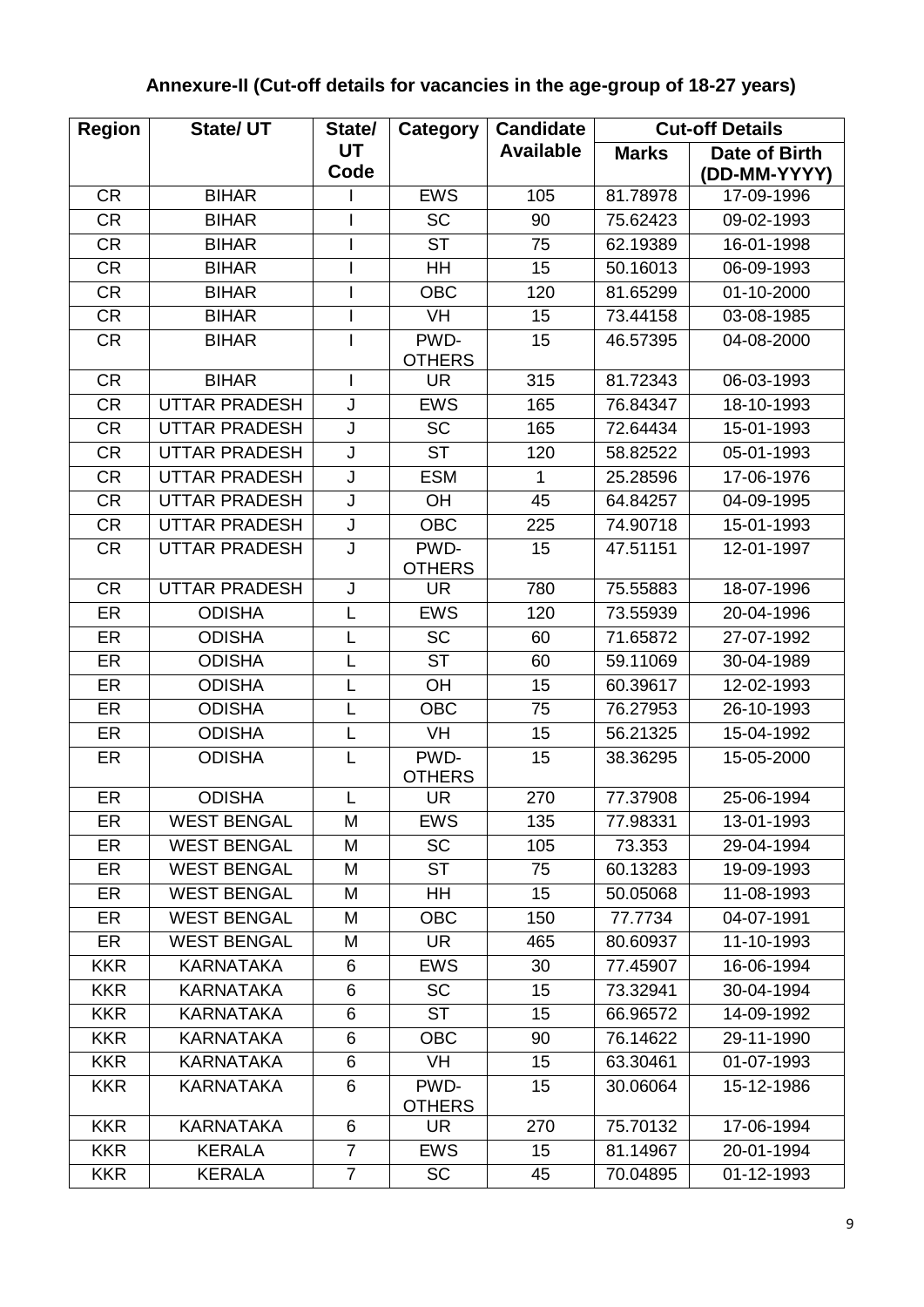## Annexure-II (Cut-off details for vacancies in the age-group of 18-27 years)

| Region | State/ UT | State/ UT Code | Category | Candidate Available | Cut-off Details | |
|---|---|---|---|---|---|---|
| | | | | | Marks | Date of Birth (DD-MM-YYYY) |
| CR | BIHAR | I | EWS | 105 | 81.78978 | 17-09-1996 |
| CR | BIHAR | I | SC | 90 | 75.62423 | 09-02-1993 |
| CR | BIHAR | I | ST | 75 | 62.19389 | 16-01-1998 |
| CR | BIHAR | I | HH | 15 | 50.16013 | 06-09-1993 |
| CR | BIHAR | I | OBC | 120 | 81.65299 | 01-10-2000 |
| CR | BIHAR | I | VH | 15 | 73.44158 | 03-08-1985 |
| CR | BIHAR | I | PWD-OTHERS | 15 | 46.57395 | 04-08-2000 |
| CR | BIHAR | I | UR | 315 | 81.72343 | 06-03-1993 |
| CR | UTTAR PRADESH | J | EWS | 165 | 76.84347 | 18-10-1993 |
| CR | UTTAR PRADESH | J | SC | 165 | 72.64434 | 15-01-1993 |
| CR | UTTAR PRADESH | J | ST | 120 | 58.82522 | 05-01-1993 |
| CR | UTTAR PRADESH | J | ESM | 1 | 25.28596 | 17-06-1976 |
| CR | UTTAR PRADESH | J | OH | 45 | 64.84257 | 04-09-1995 |
| CR | UTTAR PRADESH | J | OBC | 225 | 74.90718 | 15-01-1993 |
| CR | UTTAR PRADESH | J | PWD-OTHERS | 15 | 47.51151 | 12-01-1997 |
| CR | UTTAR PRADESH | J | UR | 780 | 75.55883 | 18-07-1996 |
| ER | ODISHA | L | EWS | 120 | 73.55939 | 20-04-1996 |
| ER | ODISHA | L | SC | 60 | 71.65872 | 27-07-1992 |
| ER | ODISHA | L | ST | 60 | 59.11069 | 30-04-1989 |
| ER | ODISHA | L | OH | 15 | 60.39617 | 12-02-1993 |
| ER | ODISHA | L | OBC | 75 | 76.27953 | 26-10-1993 |
| ER | ODISHA | L | VH | 15 | 56.21325 | 15-04-1992 |
| ER | ODISHA | L | PWD-OTHERS | 15 | 38.36295 | 15-05-2000 |
| ER | ODISHA | L | UR | 270 | 77.37908 | 25-06-1994 |
| ER | WEST BENGAL | M | EWS | 135 | 77.98331 | 13-01-1993 |
| ER | WEST BENGAL | M | SC | 105 | 73.353 | 29-04-1994 |
| ER | WEST BENGAL | M | ST | 75 | 60.13283 | 19-09-1993 |
| ER | WEST BENGAL | M | HH | 15 | 50.05068 | 11-08-1993 |
| ER | WEST BENGAL | M | OBC | 150 | 77.7734 | 04-07-1991 |
| ER | WEST BENGAL | M | UR | 465 | 80.60937 | 11-10-1993 |
| KKR | KARNATAKA | 6 | EWS | 30 | 77.45907 | 16-06-1994 |
| KKR | KARNATAKA | 6 | SC | 15 | 73.32941 | 30-04-1994 |
| KKR | KARNATAKA | 6 | ST | 15 | 66.96572 | 14-09-1992 |
| KKR | KARNATAKA | 6 | OBC | 90 | 76.14622 | 29-11-1990 |
| KKR | KARNATAKA | 6 | VH | 15 | 63.30461 | 01-07-1993 |
| KKR | KARNATAKA | 6 | PWD-OTHERS | 15 | 30.06064 | 15-12-1986 |
| KKR | KARNATAKA | 6 | UR | 270 | 75.70132 | 17-06-1994 |
| KKR | KERALA | 7 | EWS | 15 | 81.14967 | 20-01-1994 |
| KKR | KERALA | 7 | SC | 45 | 70.04895 | 01-12-1993 |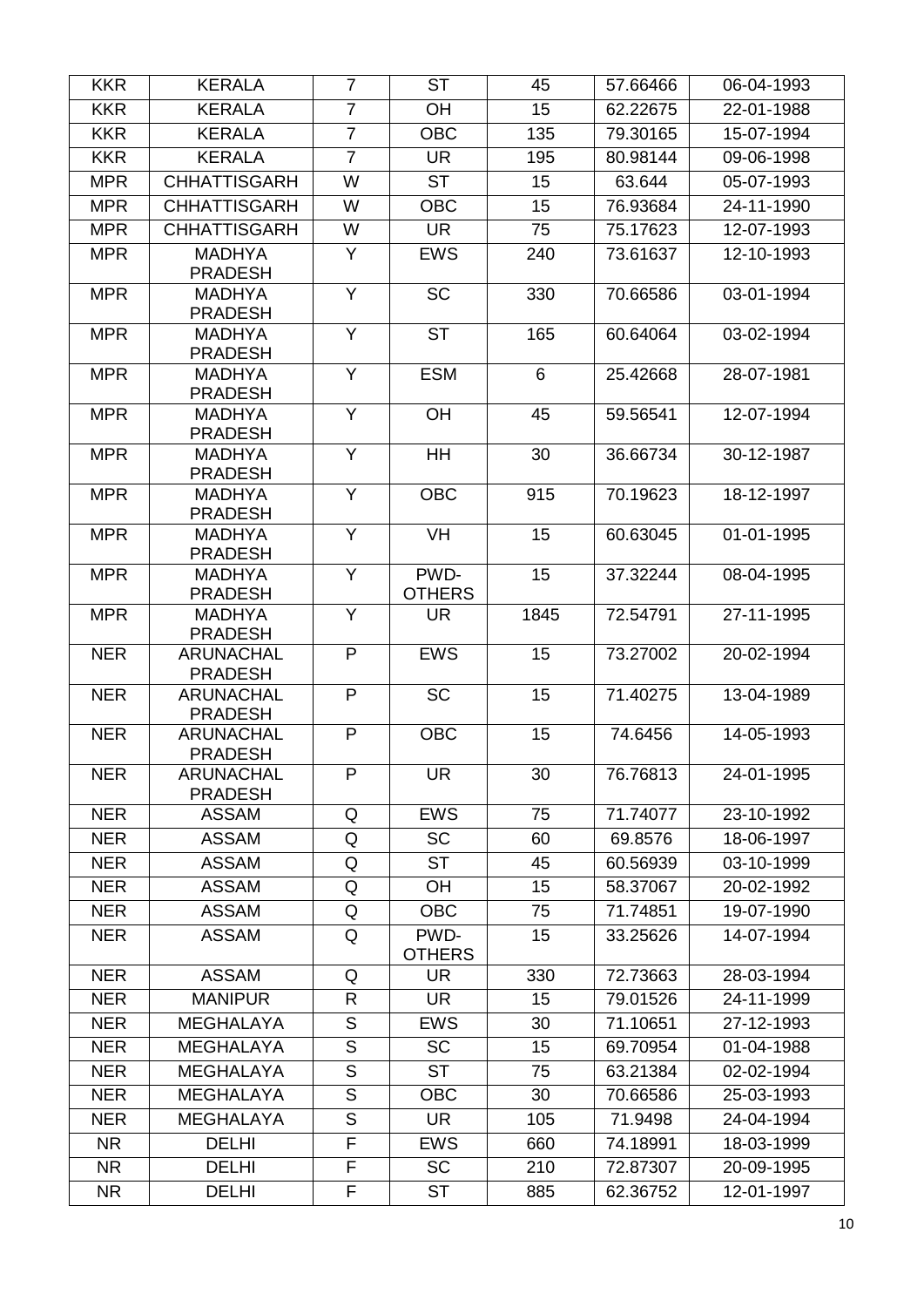| KKR | KERALA | 7 | ST | 45 | 57.66466 | 06-04-1993 |
|---|---|---|---|---|---|---|
| KKR | KERALA | 7 | OH | 15 | 62.22675 | 22-01-1988 |
| KKR | KERALA | 7 | OBC | 135 | 79.30165 | 15-07-1994 |
| KKR | KERALA | 7 | UR | 195 | 80.98144 | 09-06-1998 |
| MPR | CHHATTISGARH | W | ST | 15 | 63.644 | 05-07-1993 |
| MPR | CHHATTISGARH | W | OBC | 15 | 76.93684 | 24-11-1990 |
| MPR | CHHATTISGARH | W | UR | 75 | 75.17623 | 12-07-1993 |
| MPR | MADHYA PRADESH | Y | EWS | 240 | 73.61637 | 12-10-1993 |
| MPR | MADHYA PRADESH | Y | SC | 330 | 70.66586 | 03-01-1994 |
| MPR | MADHYA PRADESH | Y | ST | 165 | 60.64064 | 03-02-1994 |
| MPR | MADHYA PRADESH | Y | ESM | 6 | 25.42668 | 28-07-1981 |
| MPR | MADHYA PRADESH | Y | OH | 45 | 59.56541 | 12-07-1994 |
| MPR | MADHYA PRADESH | Y | HH | 30 | 36.66734 | 30-12-1987 |
| MPR | MADHYA PRADESH | Y | OBC | 915 | 70.19623 | 18-12-1997 |
| MPR | MADHYA PRADESH | Y | VH | 15 | 60.63045 | 01-01-1995 |
| MPR | MADHYA PRADESH | Y | PWD-OTHERS | 15 | 37.32244 | 08-04-1995 |
| MPR | MADHYA PRADESH | Y | UR | 1845 | 72.54791 | 27-11-1995 |
| NER | ARUNACHAL PRADESH | P | EWS | 15 | 73.27002 | 20-02-1994 |
| NER | ARUNACHAL PRADESH | P | SC | 15 | 71.40275 | 13-04-1989 |
| NER | ARUNACHAL PRADESH | P | OBC | 15 | 74.6456 | 14-05-1993 |
| NER | ARUNACHAL PRADESH | P | UR | 30 | 76.76813 | 24-01-1995 |
| NER | ASSAM | Q | EWS | 75 | 71.74077 | 23-10-1992 |
| NER | ASSAM | Q | SC | 60 | 69.8576 | 18-06-1997 |
| NER | ASSAM | Q | ST | 45 | 60.56939 | 03-10-1999 |
| NER | ASSAM | Q | OH | 15 | 58.37067 | 20-02-1992 |
| NER | ASSAM | Q | OBC | 75 | 71.74851 | 19-07-1990 |
| NER | ASSAM | Q | PWD-OTHERS | 15 | 33.25626 | 14-07-1994 |
| NER | ASSAM | Q | UR | 330 | 72.73663 | 28-03-1994 |
| NER | MANIPUR | R | UR | 15 | 79.01526 | 24-11-1999 |
| NER | MEGHALAYA | S | EWS | 30 | 71.10651 | 27-12-1993 |
| NER | MEGHALAYA | S | SC | 15 | 69.70954 | 01-04-1988 |
| NER | MEGHALAYA | S | ST | 75 | 63.21384 | 02-02-1994 |
| NER | MEGHALAYA | S | OBC | 30 | 70.66586 | 25-03-1993 |
| NER | MEGHALAYA | S | UR | 105 | 71.9498 | 24-04-1994 |
| NR | DELHI | F | EWS | 660 | 74.18991 | 18-03-1999 |
| NR | DELHI | F | SC | 210 | 72.87307 | 20-09-1995 |
| NR | DELHI | F | ST | 885 | 62.36752 | 12-01-1997 |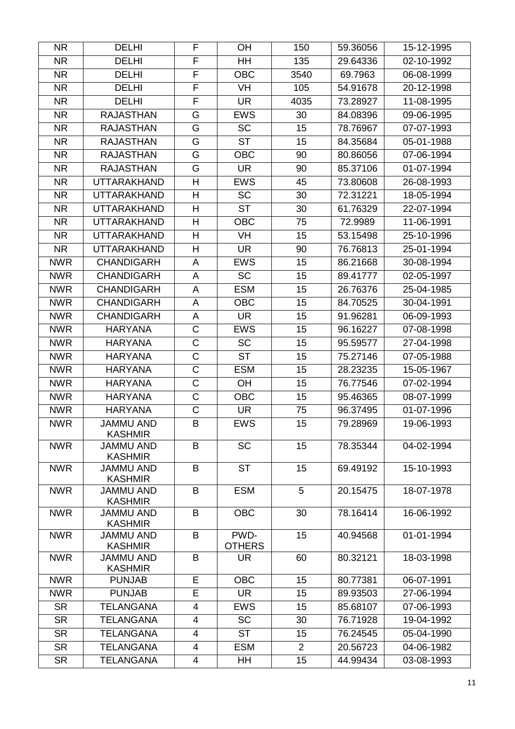| NR | DELHI | F | OH | 150 | 59.36056 | 15-12-1995 |
|---|---|---|---|---|---|---|
| NR | DELHI | F | HH | 135 | 29.64336 | 02-10-1992 |
| NR | DELHI | F | OBC | 3540 | 69.7963 | 06-08-1999 |
| NR | DELHI | F | VH | 105 | 54.91678 | 20-12-1998 |
| NR | DELHI | F | UR | 4035 | 73.28927 | 11-08-1995 |
| NR | RAJASTHAN | G | EWS | 30 | 84.08396 | 09-06-1995 |
| NR | RAJASTHAN | G | SC | 15 | 78.76967 | 07-07-1993 |
| NR | RAJASTHAN | G | ST | 15 | 84.35684 | 05-01-1988 |
| NR | RAJASTHAN | G | OBC | 90 | 80.86056 | 07-06-1994 |
| NR | RAJASTHAN | G | UR | 90 | 85.37106 | 01-07-1994 |
| NR | UTTARAKHAND | H | EWS | 45 | 73.80608 | 26-08-1993 |
| NR | UTTARAKHAND | H | SC | 30 | 72.31221 | 18-05-1994 |
| NR | UTTARAKHAND | H | ST | 30 | 61.76329 | 22-07-1994 |
| NR | UTTARAKHAND | H | OBC | 75 | 72.9989 | 11-06-1991 |
| NR | UTTARAKHAND | H | VH | 15 | 53.15498 | 25-10-1996 |
| NR | UTTARAKHAND | H | UR | 90 | 76.76813 | 25-01-1994 |
| NWR | CHANDIGARH | A | EWS | 15 | 86.21668 | 30-08-1994 |
| NWR | CHANDIGARH | A | SC | 15 | 89.41777 | 02-05-1997 |
| NWR | CHANDIGARH | A | ESM | 15 | 26.76376 | 25-04-1985 |
| NWR | CHANDIGARH | A | OBC | 15 | 84.70525 | 30-04-1991 |
| NWR | CHANDIGARH | A | UR | 15 | 91.96281 | 06-09-1993 |
| NWR | HARYANA | C | EWS | 15 | 96.16227 | 07-08-1998 |
| NWR | HARYANA | C | SC | 15 | 95.59577 | 27-04-1998 |
| NWR | HARYANA | C | ST | 15 | 75.27146 | 07-05-1988 |
| NWR | HARYANA | C | ESM | 15 | 28.23235 | 15-05-1967 |
| NWR | HARYANA | C | OH | 15 | 76.77546 | 07-02-1994 |
| NWR | HARYANA | C | OBC | 15 | 95.46365 | 08-07-1999 |
| NWR | HARYANA | C | UR | 75 | 96.37495 | 01-07-1996 |
| NWR | JAMMU AND KASHMIR | B | EWS | 15 | 79.28969 | 19-06-1993 |
| NWR | JAMMU AND KASHMIR | B | SC | 15 | 78.35344 | 04-02-1994 |
| NWR | JAMMU AND KASHMIR | B | ST | 15 | 69.49192 | 15-10-1993 |
| NWR | JAMMU AND KASHMIR | B | ESM | 5 | 20.15475 | 18-07-1978 |
| NWR | JAMMU AND KASHMIR | B | OBC | 30 | 78.16414 | 16-06-1992 |
| NWR | JAMMU AND KASHMIR | B | PWD-OTHERS | 15 | 40.94568 | 01-01-1994 |
| NWR | JAMMU AND KASHMIR | B | UR | 60 | 80.32121 | 18-03-1998 |
| NWR | PUNJAB | E | OBC | 15 | 80.77381 | 06-07-1991 |
| NWR | PUNJAB | E | UR | 15 | 89.93503 | 27-06-1994 |
| SR | TELANGANA | 4 | EWS | 15 | 85.68107 | 07-06-1993 |
| SR | TELANGANA | 4 | SC | 30 | 76.71928 | 19-04-1992 |
| SR | TELANGANA | 4 | ST | 15 | 76.24545 | 05-04-1990 |
| SR | TELANGANA | 4 | ESM | 2 | 20.56723 | 04-06-1982 |
| SR | TELANGANA | 4 | HH | 15 | 44.99434 | 03-08-1993 |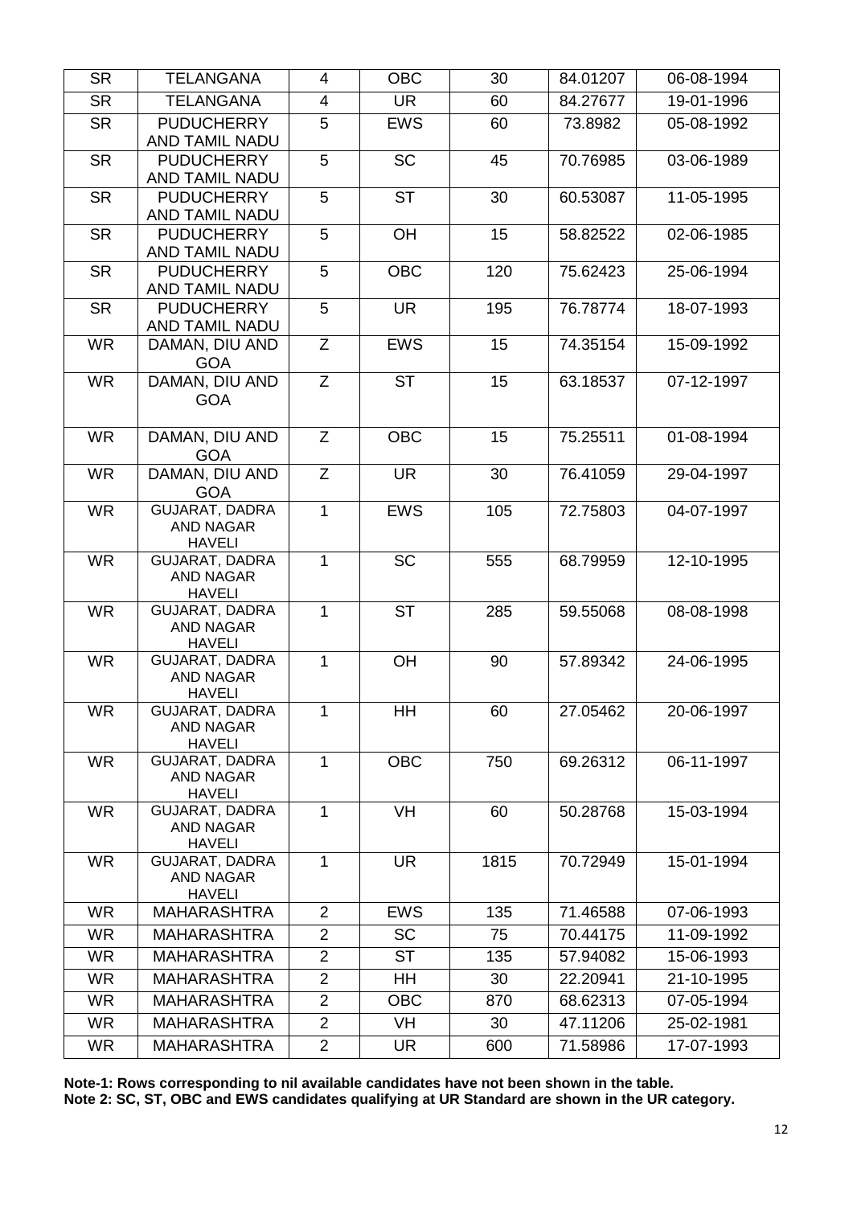| | | | | | | |
|---|---|---|---|---|---|---|
| SR | TELANGANA | 4 | OBC | 30 | 84.01207 | 06-08-1994 |
| SR | TELANGANA | 4 | UR | 60 | 84.27677 | 19-01-1996 |
| SR | PUDUCHERRY AND TAMIL NADU | 5 | EWS | 60 | 73.8982 | 05-08-1992 |
| SR | PUDUCHERRY AND TAMIL NADU | 5 | SC | 45 | 70.76985 | 03-06-1989 |
| SR | PUDUCHERRY AND TAMIL NADU | 5 | ST | 30 | 60.53087 | 11-05-1995 |
| SR | PUDUCHERRY AND TAMIL NADU | 5 | OH | 15 | 58.82522 | 02-06-1985 |
| SR | PUDUCHERRY AND TAMIL NADU | 5 | OBC | 120 | 75.62423 | 25-06-1994 |
| SR | PUDUCHERRY AND TAMIL NADU | 5 | UR | 195 | 76.78774 | 18-07-1993 |
| WR | DAMAN, DIU AND GOA | Z | EWS | 15 | 74.35154 | 15-09-1992 |
| WR | DAMAN, DIU AND GOA | Z | ST | 15 | 63.18537 | 07-12-1997 |
| WR | DAMAN, DIU AND GOA | Z | OBC | 15 | 75.25511 | 01-08-1994 |
| WR | DAMAN, DIU AND GOA | Z | UR | 30 | 76.41059 | 29-04-1997 |
| WR | GUJARAT, DADRA AND NAGAR HAVELI | 1 | EWS | 105 | 72.75803 | 04-07-1997 |
| WR | GUJARAT, DADRA AND NAGAR HAVELI | 1 | SC | 555 | 68.79959 | 12-10-1995 |
| WR | GUJARAT, DADRA AND NAGAR HAVELI | 1 | ST | 285 | 59.55068 | 08-08-1998 |
| WR | GUJARAT, DADRA AND NAGAR HAVELI | 1 | OH | 90 | 57.89342 | 24-06-1995 |
| WR | GUJARAT, DADRA AND NAGAR HAVELI | 1 | HH | 60 | 27.05462 | 20-06-1997 |
| WR | GUJARAT, DADRA AND NAGAR HAVELI | 1 | OBC | 750 | 69.26312 | 06-11-1997 |
| WR | GUJARAT, DADRA AND NAGAR HAVELI | 1 | VH | 60 | 50.28768 | 15-03-1994 |
| WR | GUJARAT, DADRA AND NAGAR HAVELI | 1 | UR | 1815 | 70.72949 | 15-01-1994 |
| WR | MAHARASHTRA | 2 | EWS | 135 | 71.46588 | 07-06-1993 |
| WR | MAHARASHTRA | 2 | SC | 75 | 70.44175 | 11-09-1992 |
| WR | MAHARASHTRA | 2 | ST | 135 | 57.94082 | 15-06-1993 |
| WR | MAHARASHTRA | 2 | HH | 30 | 22.20941 | 21-10-1995 |
| WR | MAHARASHTRA | 2 | OBC | 870 | 68.62313 | 07-05-1994 |
| WR | MAHARASHTRA | 2 | VH | 30 | 47.11206 | 25-02-1981 |
| WR | MAHARASHTRA | 2 | UR | 600 | 71.58986 | 17-07-1993 |

**Note-1: Rows corresponding to nil available candidates have not been shown in the table.**
**Note 2: SC, ST, OBC and EWS candidates qualifying at UR Standard are shown in the UR category.**